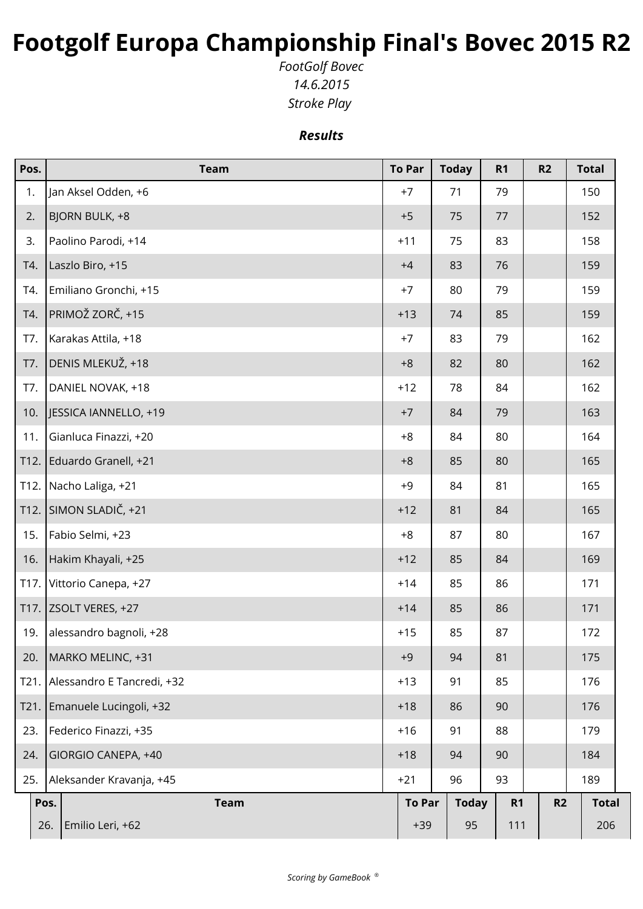# Footgolf Europa Championship Final's Bovec 2015 R2

*FootGolf Bovec*
*14.6.2015*
*Stroke Play*

***Results***

| Pos. | Team | To Par | Today | R1 | R2 | Total |
|---|---|---|---|---|---|---|
| 1. | Jan Aksel Odden, +6 | +7 | 71 | 79 | | 150 |
| 2. | BJORN BULK, +8 | +5 | 75 | 77 | | 152 |
| 3. | Paolino Parodi, +14 | +11 | 75 | 83 | | 158 |
| T4. | Laszlo Biro, +15 | +4 | 83 | 76 | | 159 |
| T4. | Emiliano Gronchi, +15 | +7 | 80 | 79 | | 159 |
| T4. | PRIMOŽ ZORČ, +15 | +13 | 74 | 85 | | 159 |
| T7. | Karakas Attila, +18 | +7 | 83 | 79 | | 162 |
| T7. | DENIS MLEKUŽ, +18 | +8 | 82 | 80 | | 162 |
| T7. | DANIEL NOVAK, +18 | +12 | 78 | 84 | | 162 |
| 10. | JESSICA IANNELLO, +19 | +7 | 84 | 79 | | 163 |
| 11. | Gianluca Finazzi, +20 | +8 | 84 | 80 | | 164 |
| T12. | Eduardo Granell, +21 | +8 | 85 | 80 | | 165 |
| T12. | Nacho Laliga, +21 | +9 | 84 | 81 | | 165 |
| T12. | SIMON SLADIČ, +21 | +12 | 81 | 84 | | 165 |
| 15. | Fabio Selmi, +23 | +8 | 87 | 80 | | 167 |
| 16. | Hakim Khayali, +25 | +12 | 85 | 84 | | 169 |
| T17. | Vittorio Canepa, +27 | +14 | 85 | 86 | | 171 |
| T17. | ZSOLT VERES, +27 | +14 | 85 | 86 | | 171 |
| 19. | alessandro bagnoli, +28 | +15 | 85 | 87 | | 172 |
| 20. | MARKO MELINC, +31 | +9 | 94 | 81 | | 175 |
| T21. | Alessandro E Tancredi, +32 | +13 | 91 | 85 | | 176 |
| T21. | Emanuele Lucingoli, +32 | +18 | 86 | 90 | | 176 |
| 23. | Federico Finazzi, +35 | +16 | 91 | 88 | | 179 |
| 24. | GIORGIO CANEPA, +40 | +18 | 94 | 90 | | 184 |
| 25. | Aleksander Kravanja, +45 | +21 | 96 | 93 | | 189 |
| 26. | Emilio Leri, +62 | +39 | 95 | 111 | | 206 |

*Scoring by GameBook ®*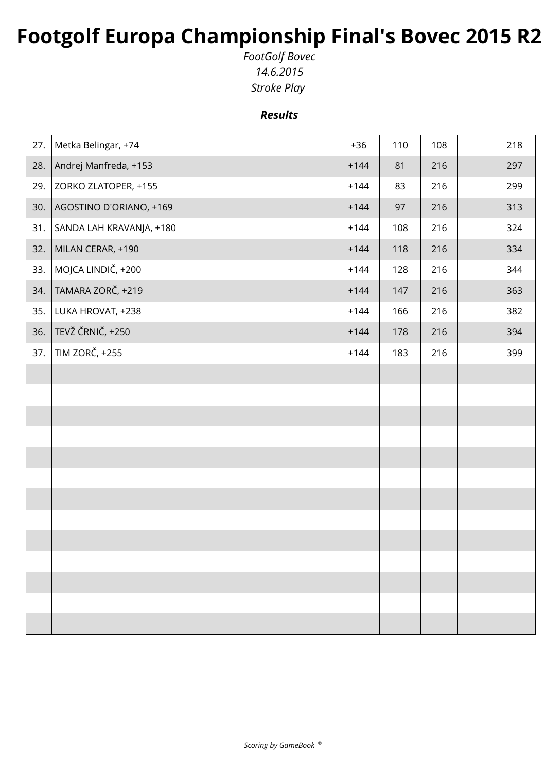# Footgolf Europa Championship Final's Bovec 2015 R2

*FootGolf Bovec*

*14.6.2015*

*Stroke Play*

***Results***

| | | | | | | |
|---|---|---|---|---|---|---|
| 27. | Metka Belingar, +74 | +36 | 110 | 108 | | 218 |
| 28. | Andrej Manfreda, +153 | +144 | 81 | 216 | | 297 |
| 29. | ZORKO ZLATOPER, +155 | +144 | 83 | 216 | | 299 |
| 30. | AGOSTINO D'ORIANO, +169 | +144 | 97 | 216 | | 313 |
| 31. | SANDA LAH KRAVANJA, +180 | +144 | 108 | 216 | | 324 |
| 32. | MILAN CERAR, +190 | +144 | 118 | 216 | | 334 |
| 33. | MOJCA LINDIČ, +200 | +144 | 128 | 216 | | 344 |
| 34. | TAMARA ZORČ, +219 | +144 | 147 | 216 | | 363 |
| 35. | LUKA HROVAT, +238 | +144 | 166 | 216 | | 382 |
| 36. | TEVŽ ČRNIČ, +250 | +144 | 178 | 216 | | 394 |
| 37. | TIM ZORČ, +255 | +144 | 183 | 216 | | 399 |

*Scoring by GameBook ®*